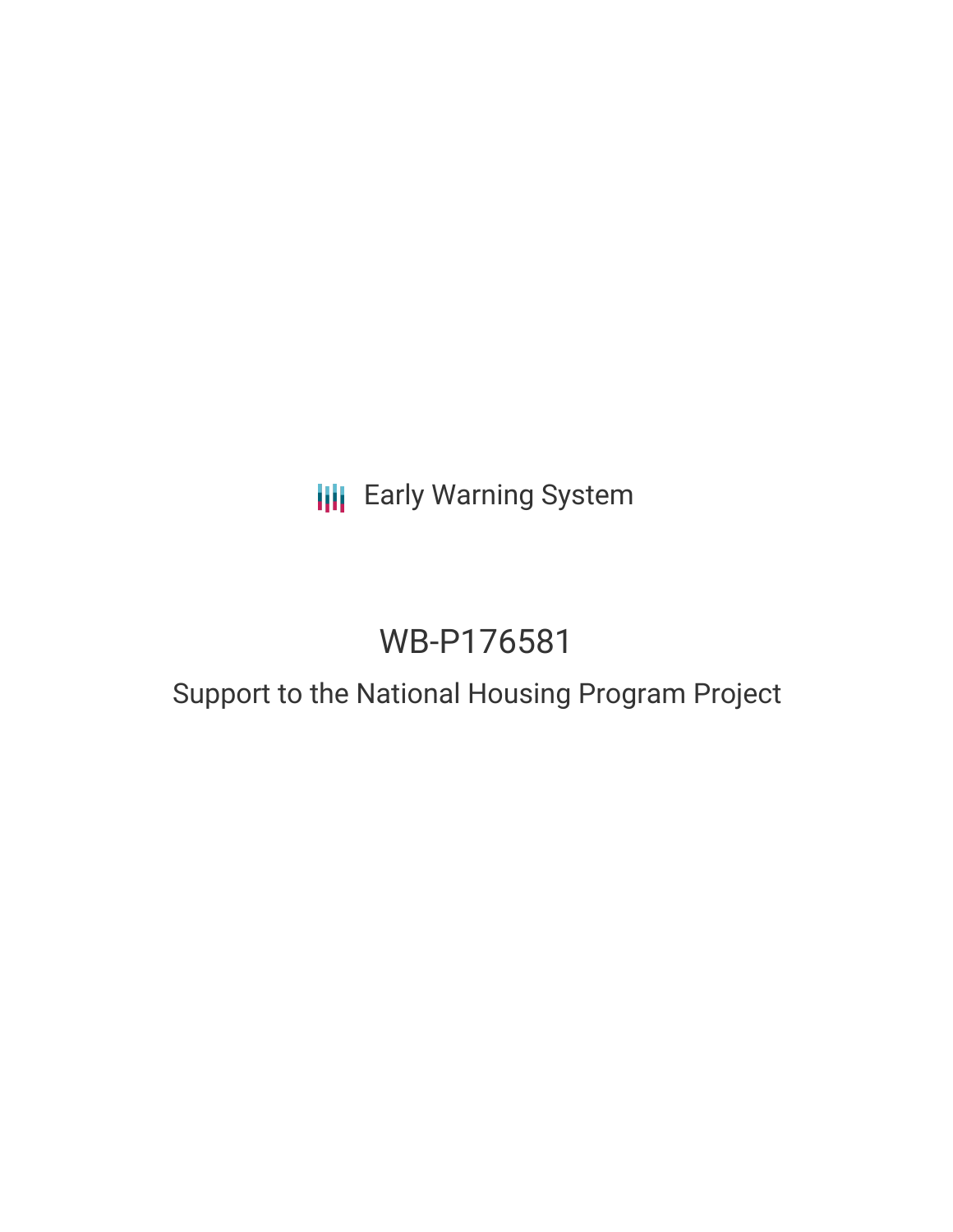Early Warning System

# WB-P176581

## Support to the National Housing Program Project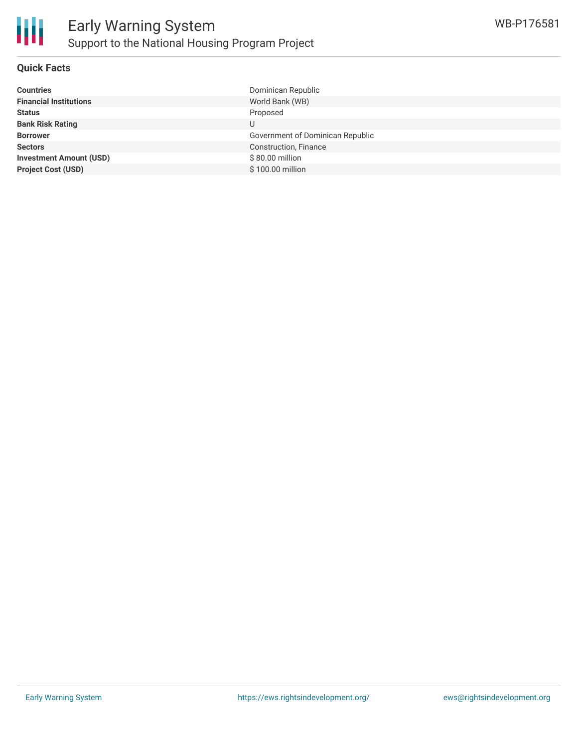## Quick Facts

| | |
|---|---|
| **Countries** | Dominican Republic |
| **Financial Institutions** | World Bank (WB) |
| **Status** | Proposed |
| **Bank Risk Rating** | U |
| **Borrower** | Government of Dominican Republic |
| **Sectors** | Construction, Finance |
| **Investment Amount (USD)** | $ 80.00 million |
| **Project Cost (USD)** | $ 100.00 million |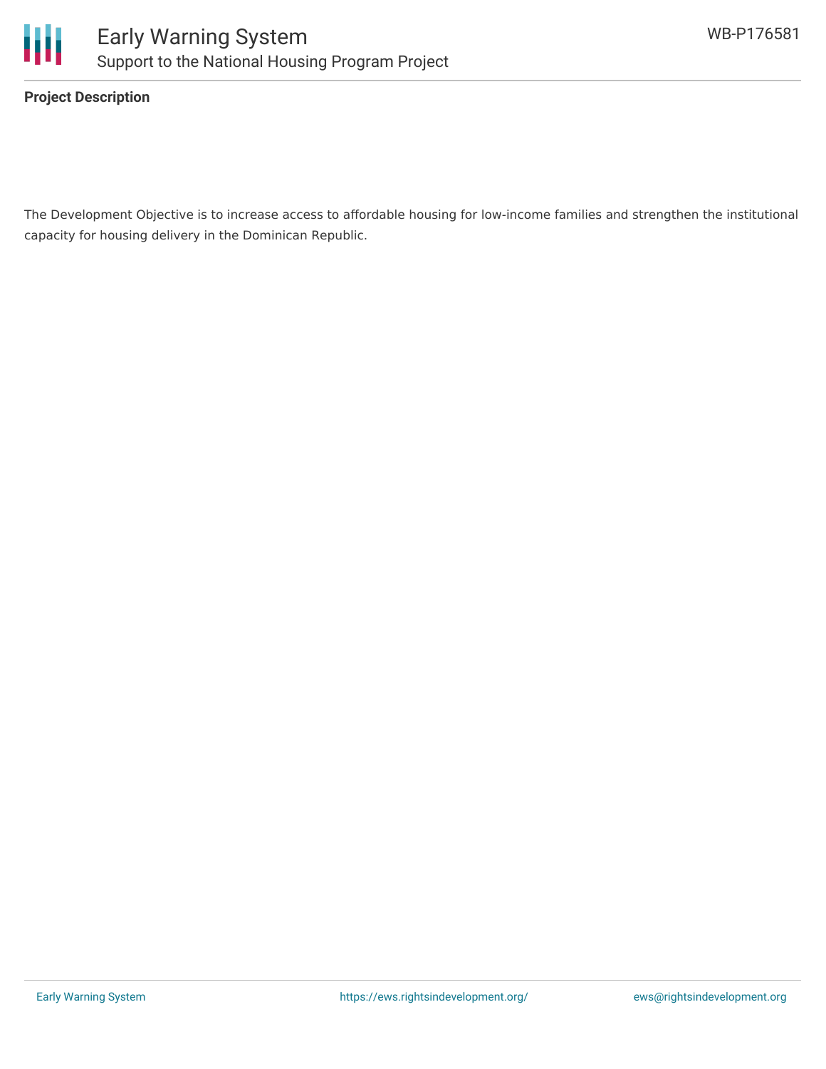**Project Description**

The Development Objective is to increase access to affordable housing for low-income families and strengthen the institutional capacity for housing delivery in the Dominican Republic.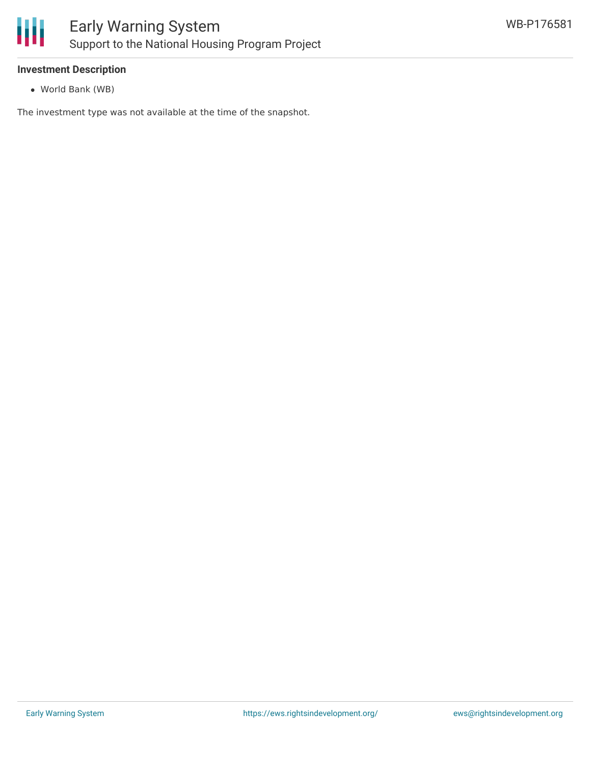### Investment Description

- World Bank (WB)

The investment type was not available at the time of the snapshot.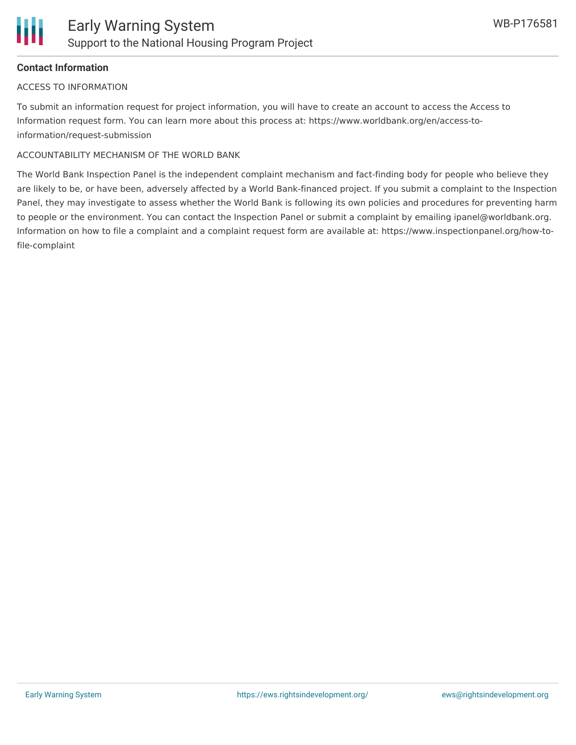**Contact Information**

ACCESS TO INFORMATION

To submit an information request for project information, you will have to create an account to access the Access to Information request form. You can learn more about this process at: https://www.worldbank.org/en/access-to-information/request-submission

ACCOUNTABILITY MECHANISM OF THE WORLD BANK

The World Bank Inspection Panel is the independent complaint mechanism and fact-finding body for people who believe they are likely to be, or have been, adversely affected by a World Bank-financed project. If you submit a complaint to the Inspection Panel, they may investigate to assess whether the World Bank is following its own policies and procedures for preventing harm to people or the environment. You can contact the Inspection Panel or submit a complaint by emailing ipanel@worldbank.org. Information on how to file a complaint and a complaint request form are available at: https://www.inspectionpanel.org/how-to-file-complaint